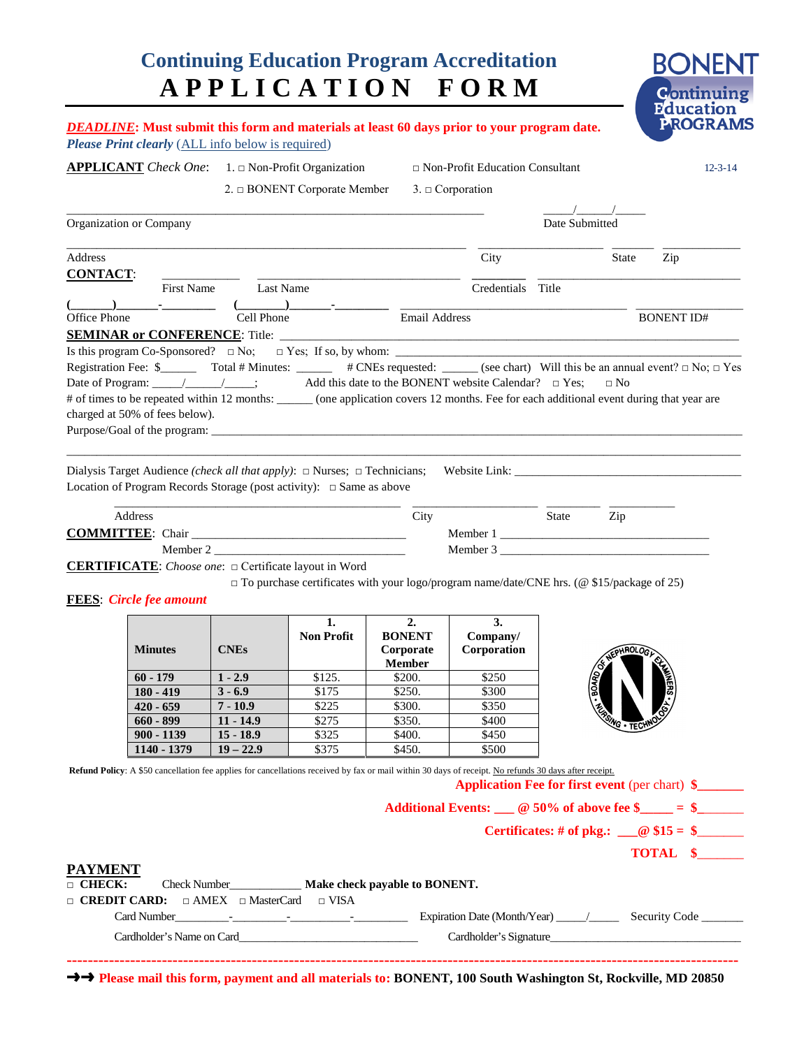# Continuing Education Program Accreditation
# APPLICATION FORM

BONENT Continuing Education PROGRAMS

***DEADLINE*: Must submit this form and materials at least 60 days prior to your program date.**

***Please Print clearly*** (ALL info below is required)

**APPLICANT** *Check One:* 1. □ Non-Profit Organization □ Non-Profit Education Consultant 12-3-14

2. □ BONENT Corporate Member 3. □ Corporation

_______________________________________________ _____/_____/_____

Organization or Company Date Submitted

_______________________________________________ ______________ ______ __________

Address City State Zip

**CONTACT**: __________ ______________________ __________ ______________________

First Name Last Name Credentials Title

(______)______-________ (______)______-________ ____________________ ______________

Office Phone Cell Phone Email Address BONENT ID#

**SEMINAR or CONFERENCE**: Title: ______________________________________________

Is this program Co-Sponsored? □ No; □ Yes; If so, by whom: ______________________________

Registration Fee: $______ Total # Minutes: ______ # CNEs requested: ______ (see chart) Will this be an annual event? □ No; □ Yes

Date of Program: _____/_____/_____; Add this date to the BONENT website Calendar? □ Yes; □ No

# of times to be repeated within 12 months: ______ (one application covers 12 months. Fee for each additional event during that year are charged at 50% of fees below).

Purpose/Goal of the program: ______________________________________________

______________________________________________

Dialysis Target Audience *(check all that apply)*: □ Nurses; □ Technicians; Website Link: ______________________

Location of Program Records Storage (post activity): □ Same as above

_______________________________________________ ______________ ______ __________

Address City State Zip

**COMMITTEE**: Chair ________________________ Member 1 ________________________

Member 2 ________________________ Member 3 ________________________

**CERTIFICATE**: *Choose one*: □ Certificate layout in Word

□ To purchase certificates with your logo/program name/date/CNE hrs. (@ $15/package of 25)

**FEES**: *Circle fee amount*

| Minutes | CNEs | 1. Non Profit | 2. BONENT Corporate Member | 3. Company/ Corporation |
|---|---|---|---|---|
| **60 - 179** | **1 - 2.9** | $125. | $200. | $250 |
| **180 - 419** | **3 - 6.9** | $175 | $250. | $300 |
| **420 - 659** | **7 - 10.9** | $225 | $300. | $350 |
| **660 - 899** | **11 - 14.9** | $275 | $350. | $400 |
| **900 - 1139** | **15 - 18.9** | $325 | $400. | $450 |
| **1140 - 1379** | **19 – 22.9** | $375 | $450. | $500 |

BOARD OF NEPHROLOGY EXAMINERS • NURSING • TECHNOLOGY

**Refund Policy**: A $50 cancellation fee applies for cancellations received by fax or mail within 30 days of receipt. No refunds 30 days after receipt.

**Application Fee for first event** (per chart) $_______

**Additional Events: ___ @ 50% of above fee $_____ = $_______**

**Certificates: # of pkg.: ___@ $15 = $_______**

**TOTAL $_______**

## PAYMENT

□ **CHECK:** Check Number____________ **Make check payable to BONENT.**

□ **CREDIT CARD:** □ AMEX □ MasterCard □ VISA

Card Number_________-_________-_________-_________ Expiration Date (Month/Year) _____/_____ Security Code _______

Cardholder's Name on Card______________________ Cardholder's Signature______________________

---

➜➜ **Please mail this form, payment and all materials to: BONENT, 100 South Washington St, Rockville, MD 20850**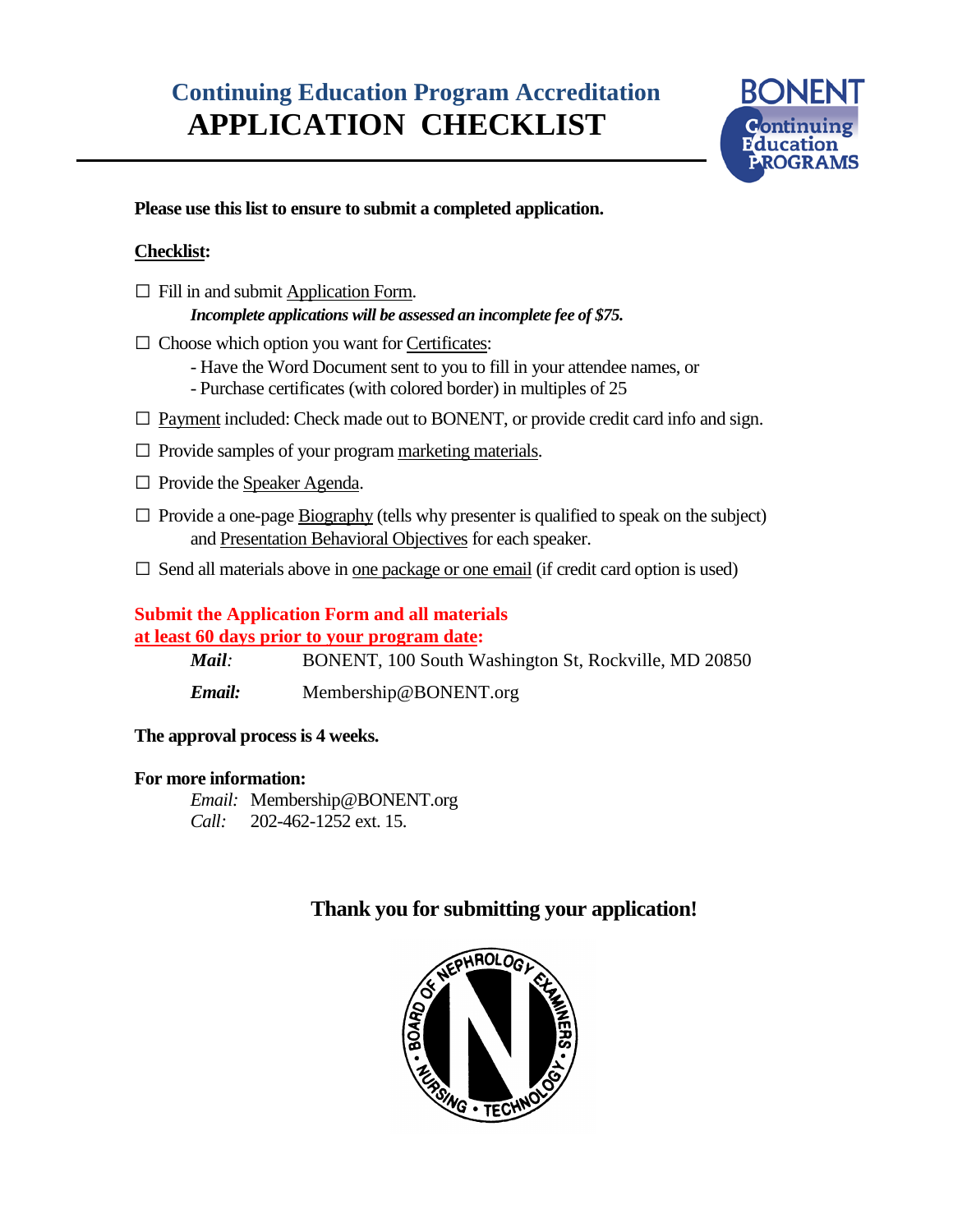# Continuing Education Program Accreditation
# APPLICATION CHECKLIST

**Please use this list to ensure to submit a completed application.**

**Checklist:**

☐ Fill in and submit Application Form.
    ***Incomplete applications will be assessed an incomplete fee of $75.***

☐ Choose which option you want for Certificates:
- Have the Word Document sent to you to fill in your attendee names, or
- Purchase certificates (with colored border) in multiples of 25

☐ Payment included: Check made out to BONENT, or provide credit card info and sign.

☐ Provide samples of your program marketing materials.

☐ Provide the Speaker Agenda.

☐ Provide a one-page Biography (tells why presenter is qualified to speak on the subject) and Presentation Behavioral Objectives for each speaker.

☐ Send all materials above in one package or one email (if credit card option is used)

**Submit the Application Form and all materials at least 60 days prior to your program date:**

***Mail:*** BONENT, 100 South Washington St, Rockville, MD 20850

***Email:*** Membership@BONENT.org

**The approval process is 4 weeks.**

**For more information:**

*Email:* Membership@BONENT.org
*Call:* 202-462-1252 ext. 15.

**Thank you for submitting your application!**